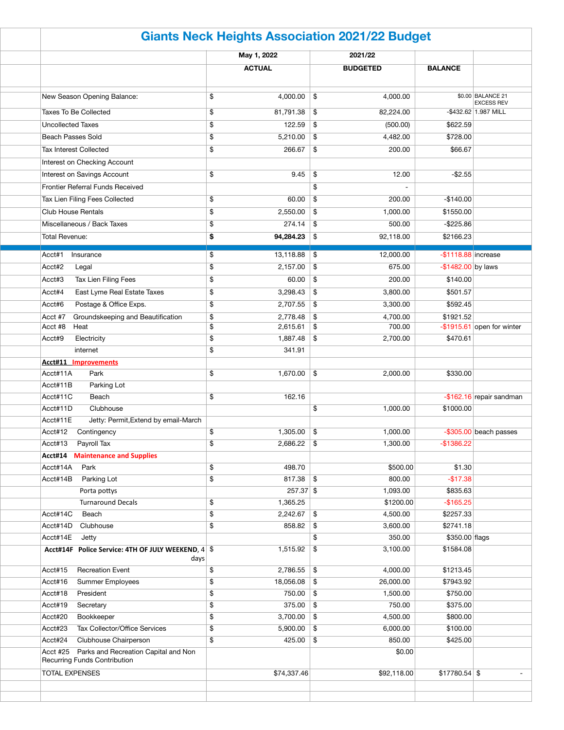# Giants Neck Heights Association 2021/22 Budget

| | May 1, 2022 ACTUAL | 2021/22 BUDGETED | BALANCE | |
|---|---|---|---|---|
| New Season Opening Balance: | $ 4,000.00 | $ 4,000.00 | $0.00 | BALANCE 21 EXCESS REV |
| Taxes To Be Collected | $ 81,791.38 | $ 82,224.00 | -$432.62 | 1.987 MILL |
| Uncollected Taxes | $ 122.59 | $ (500.00) | $622.59 | |
| Beach Passes Sold | $ 5,210.00 | $ 4,482.00 | $728.00 | |
| Tax Interest Collected | $ 266.67 | $ 200.00 | $66.67 | |
| Interest on Checking Account | | | | |
| Interest on Savings Account | $ 9.45 | $ 12.00 | -$2.55 | |
| Frontier Referral Funds Received | | $ - | | |
| Tax Lien Filing Fees Collected | $ 60.00 | $ 200.00 | -$140.00 | |
| Club House Rentals | $ 2,550.00 | $ 1,000.00 | $1550.00 | |
| Miscellaneous / Back Taxes | $ 274.14 | $ 500.00 | -$225.86 | |
| Total Revenue: | **$ 94,284.23** | $ 92,118.00 | $2166.23 | |
| Acct#1 Insurance | $ 13,118.88 | $ 12,000.00 | -$1118.88 | increase |
| Acct#2 Legal | $ 2,157.00 | $ 675.00 | -$1482.00 | by laws |
| Acct#3 Tax Lien Filing Fees | $ 60.00 | $ 200.00 | $140.00 | |
| Acct#4 East Lyme Real Estate Taxes | $ 3,298.43 | $ 3,800.00 | $501.57 | |
| Acct#6 Postage & Office Exps. | $ 2,707.55 | $ 3,300.00 | $592.45 | |
| Acct #7 Groundskeeping and Beautification | $ 2,778.48 | $ 4,700.00 | $1921.52 | |
| Acct #8 Heat | $ 2,615.61 | $ 700.00 | -$1915.61 | open for winter |
| Acct#9 Electricity | $ 1,887.48 | $ 2,700.00 | $470.61 | |
| internet | $ 341.91 | | | |
| **Acct#11 Improvements** | | | | |
| Acct#11A Park | $ 1,670.00 | $ 2,000.00 | $330.00 | |
| Acct#11B Parking Lot | | | | |
| Acct#11C Beach | $ 162.16 | | -$162.16 | repair sandman |
| Acct#11D Clubhouse | | $ 1,000.00 | $1000.00 | |
| Acct#11E Jetty: Permit,Extend by email-March | | | | |
| Acct#12 Contingency | $ 1,305.00 | $ 1,000.00 | -$305.00 | beach passes |
| Acct#13 Payroll Tax | $ 2,686.22 | $ 1,300.00 | -$1386.22 | |
| **Acct#14 Maintenance and Supplies** | | | | |
| Acct#14A Park | $ 498.70 | $500.00 | $1.30 | |
| Acct#14B Parking Lot | $ 817.38 | $ 800.00 | -$17.38 | |
| Porta pottys | 257.37 | $ 1,093.00 | $835.63 | |
| Turnaround Decals | $ 1,365.25 | $1200.00 | -$165.25 | |
| Acct#14C Beach | $ 2,242.67 | $ 4,500.00 | $2257.33 | |
| Acct#14D Clubhouse | $ 858.82 | $ 3,600.00 | $2741.18 | |
| Acct#14E Jetty | | $ 350.00 | $350.00 | flags |
| **Acct#14F Police Service: 4TH OF JULY WEEKEND,** 4 days | $ 1,515.92 | $ 3,100.00 | $1584.08 | |
| Acct#15 Recreation Event | $ 2,786.55 | $ 4,000.00 | $1213.45 | |
| Acct#16 Summer Employees | $ 18,056.08 | $ 26,000.00 | $7943.92 | |
| Acct#18 President | $ 750.00 | $ 1,500.00 | $750.00 | |
| Acct#19 Secretary | $ 375.00 | $ 750.00 | $375.00 | |
| Acct#20 Bookkeeper | $ 3,700.00 | $ 4,500.00 | $800.00 | |
| Acct#23 Tax Collector/Office Services | $ 5,900.00 | $ 6,000.00 | $100.00 | |
| Acct#24 Clubhouse Chairperson | $ 425.00 | $ 850.00 | $425.00 | |
| Acct #25 Parks and Recreation Capital and Non Recurring Funds Contribution | | $0.00 | | |
| TOTAL EXPENSES | $74,337.46 | $92,118.00 | $17780.54 | $ - |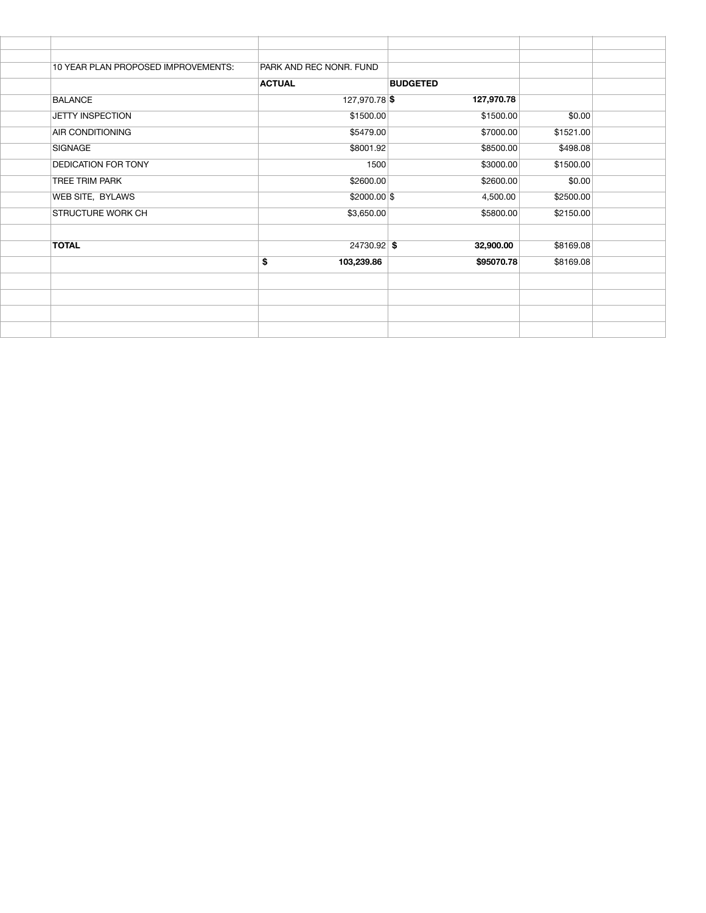| | | | | | |
|---|---|---|---|---|---|
| | | | | | |
| | | | | | |
| | 10 YEAR PLAN PROPOSED IMPROVEMENTS: | PARK AND REC NONR. FUND | | | |
| | | **ACTUAL** | **BUDGETED** | | |
| | BALANCE | 127,970.78 | **$ 127,970.78** | | |
| | JETTY INSPECTION | $1500.00 | $1500.00 | $0.00 | |
| | AIR CONDITIONING | $5479.00 | $7000.00 | $1521.00 | |
| | SIGNAGE | $8001.92 | $8500.00 | $498.08 | |
| | DEDICATION FOR TONY | 1500 | $3000.00 | $1500.00 | |
| | TREE TRIM PARK | $2600.00 | $2600.00 | $0.00 | |
| | WEB SITE, BYLAWS | $2000.00 | $ 4,500.00 | $2500.00 | |
| | STRUCTURE WORK CH | $3,650.00 | $5800.00 | $2150.00 | |
| | | | | | |
| | **TOTAL** | 24730.92 | **$ 32,900.00** | $8169.08 | |
| | | **$ 103,239.86** | $95070.78 | $8169.08 | |
| | | | | | |
| | | | | | |
| | | | | | |
| | | | | | |